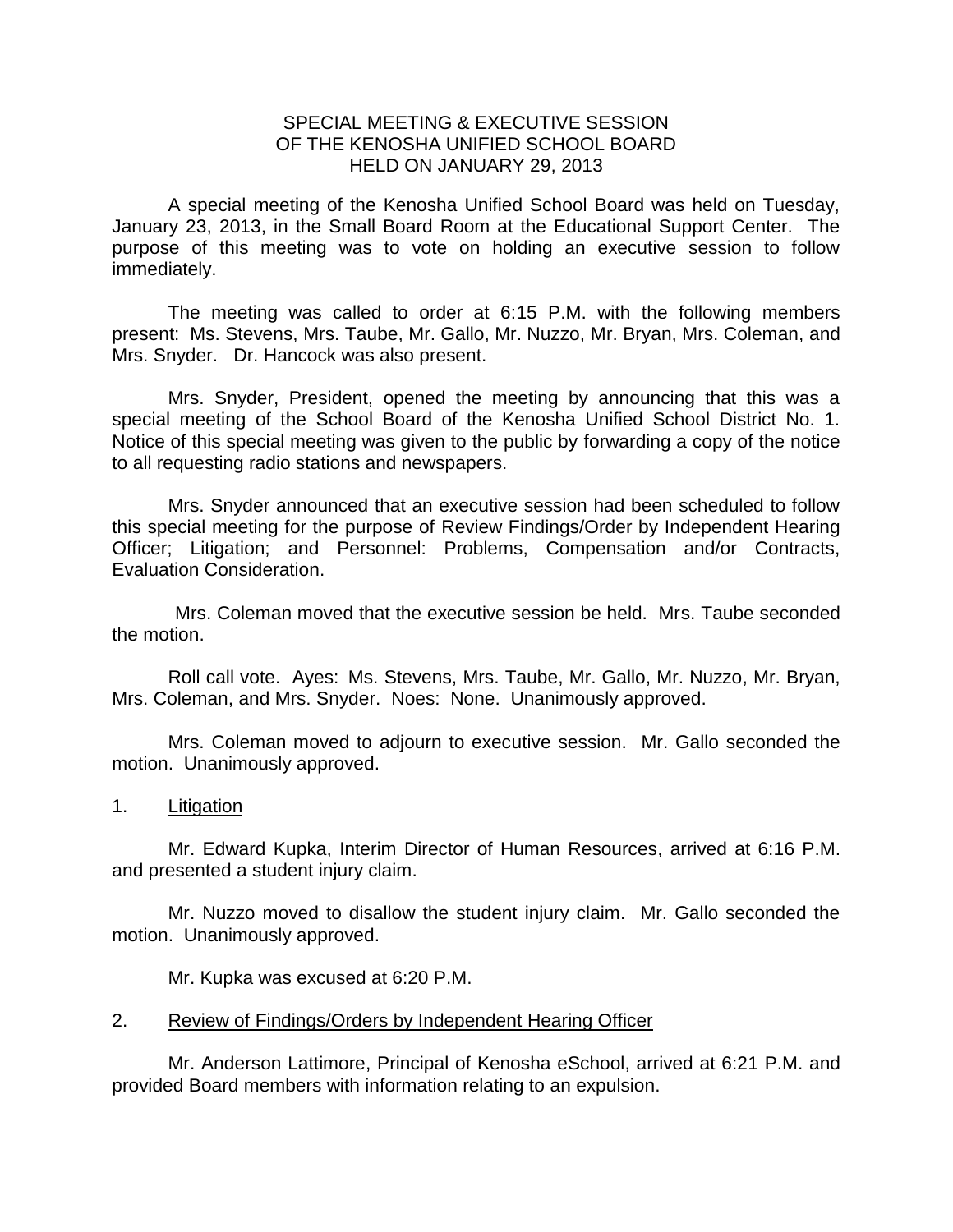# SPECIAL MEETING & EXECUTIVE SESSION
# OF THE KENOSHA UNIFIED SCHOOL BOARD
# HELD ON JANUARY 29, 2013

A special meeting of the Kenosha Unified School Board was held on Tuesday, January 23, 2013, in the Small Board Room at the Educational Support Center. The purpose of this meeting was to vote on holding an executive session to follow immediately.

The meeting was called to order at 6:15 P.M. with the following members present: Ms. Stevens, Mrs. Taube, Mr. Gallo, Mr. Nuzzo, Mr. Bryan, Mrs. Coleman, and Mrs. Snyder. Dr. Hancock was also present.

Mrs. Snyder, President, opened the meeting by announcing that this was a special meeting of the School Board of the Kenosha Unified School District No. 1. Notice of this special meeting was given to the public by forwarding a copy of the notice to all requesting radio stations and newspapers.

Mrs. Snyder announced that an executive session had been scheduled to follow this special meeting for the purpose of Review Findings/Order by Independent Hearing Officer; Litigation; and Personnel: Problems, Compensation and/or Contracts, Evaluation Consideration.

Mrs. Coleman moved that the executive session be held. Mrs. Taube seconded the motion.

Roll call vote. Ayes: Ms. Stevens, Mrs. Taube, Mr. Gallo, Mr. Nuzzo, Mr. Bryan, Mrs. Coleman, and Mrs. Snyder. Noes: None. Unanimously approved.

Mrs. Coleman moved to adjourn to executive session. Mr. Gallo seconded the motion. Unanimously approved.

1. <u>Litigation</u>

Mr. Edward Kupka, Interim Director of Human Resources, arrived at 6:16 P.M. and presented a student injury claim.

Mr. Nuzzo moved to disallow the student injury claim. Mr. Gallo seconded the motion. Unanimously approved.

Mr. Kupka was excused at 6:20 P.M.

2. <u>Review of Findings/Orders by Independent Hearing Officer</u>

Mr. Anderson Lattimore, Principal of Kenosha eSchool, arrived at 6:21 P.M. and provided Board members with information relating to an expulsion.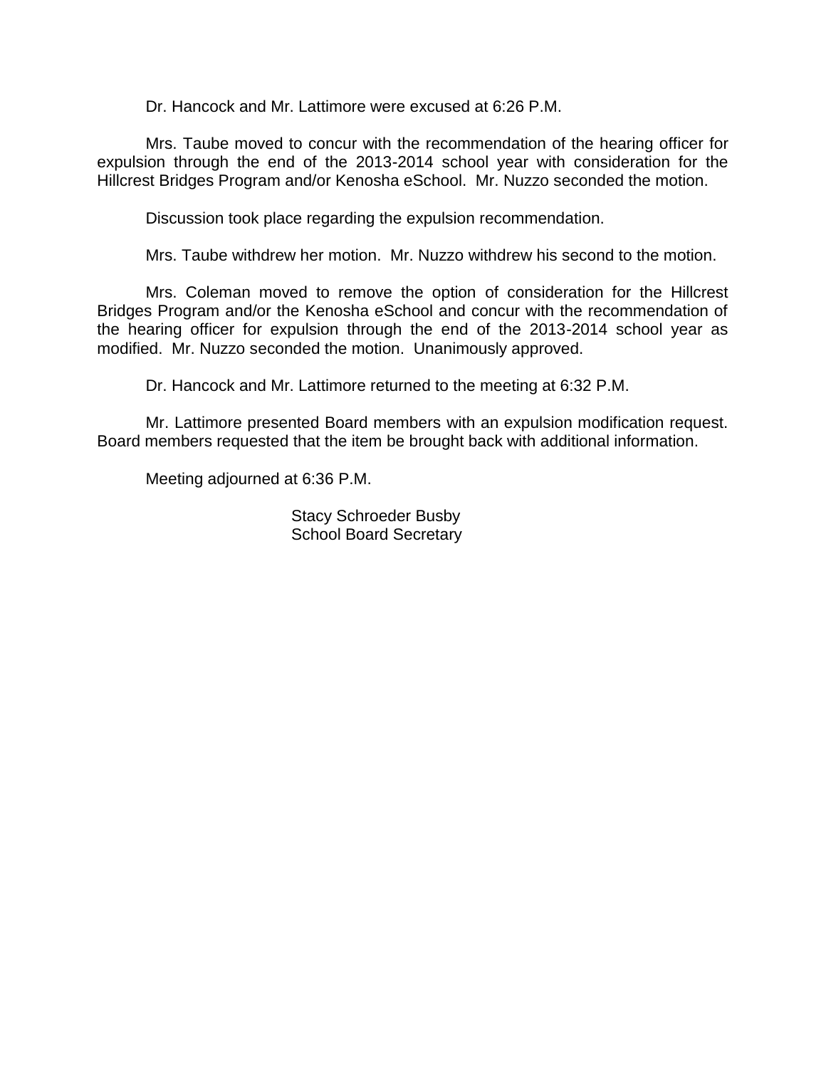Dr. Hancock and Mr. Lattimore were excused at 6:26 P.M.

Mrs. Taube moved to concur with the recommendation of the hearing officer for expulsion through the end of the 2013-2014 school year with consideration for the Hillcrest Bridges Program and/or Kenosha eSchool. Mr. Nuzzo seconded the motion.

Discussion took place regarding the expulsion recommendation.

Mrs. Taube withdrew her motion. Mr. Nuzzo withdrew his second to the motion.

Mrs. Coleman moved to remove the option of consideration for the Hillcrest Bridges Program and/or the Kenosha eSchool and concur with the recommendation of the hearing officer for expulsion through the end of the 2013-2014 school year as modified. Mr. Nuzzo seconded the motion. Unanimously approved.

Dr. Hancock and Mr. Lattimore returned to the meeting at 6:32 P.M.

Mr. Lattimore presented Board members with an expulsion modification request. Board members requested that the item be brought back with additional information.

Meeting adjourned at 6:36 P.M.

Stacy Schroeder Busby
School Board Secretary